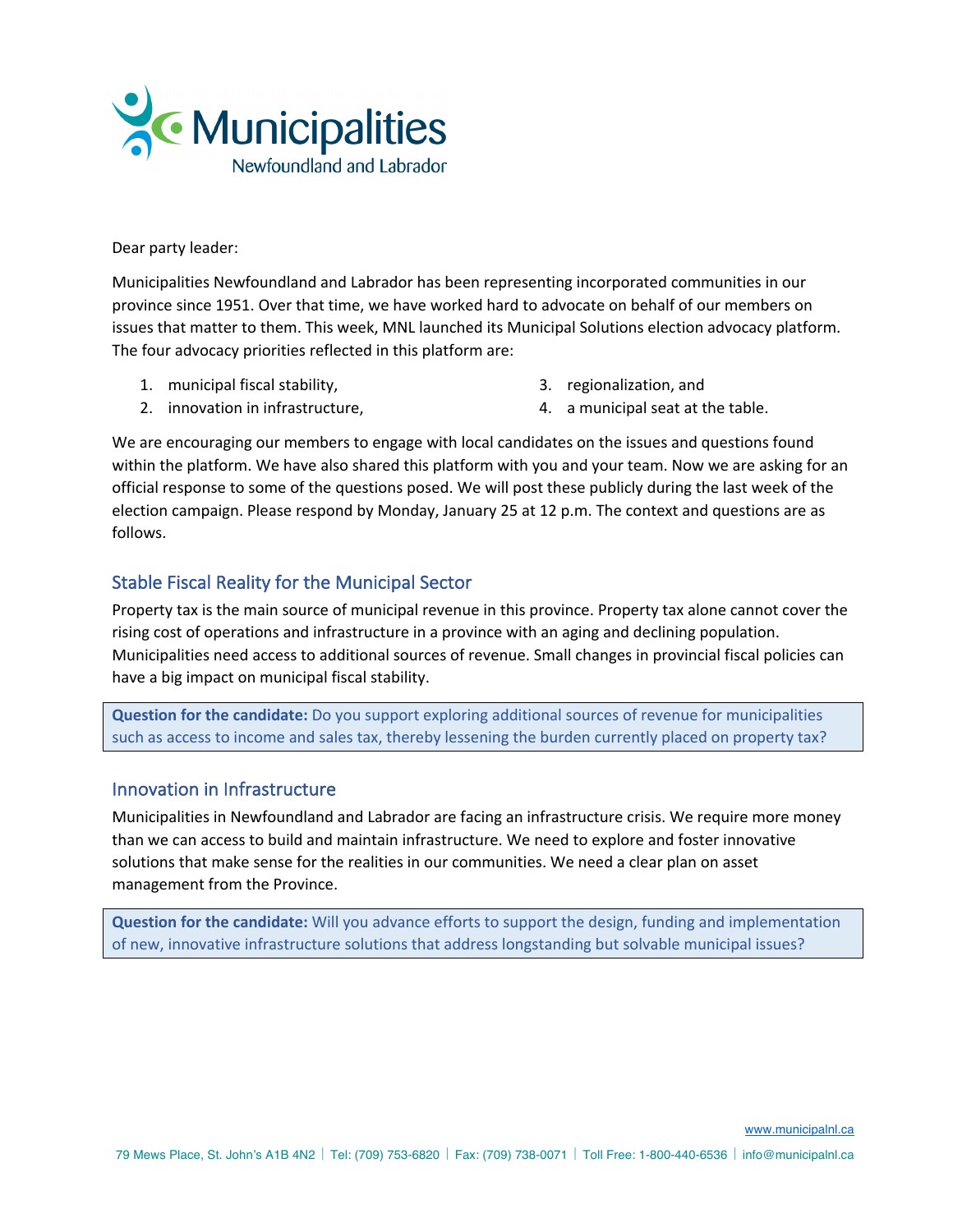Municipalities Newfoundland and Labrador

Dear party leader:

Municipalities Newfoundland and Labrador has been representing incorporated communities in our province since 1951. Over that time, we have worked hard to advocate on behalf of our members on issues that matter to them. This week, MNL launched its Municipal Solutions election advocacy platform. The four advocacy priorities reflected in this platform are:

1. municipal fiscal stability,
2. innovation in infrastructure,
3. regionalization, and
4. a municipal seat at the table.

We are encouraging our members to engage with local candidates on the issues and questions found within the platform. We have also shared this platform with you and your team. Now we are asking for an official response to some of the questions posed. We will post these publicly during the last week of the election campaign. Please respond by Monday, January 25 at 12 p.m. The context and questions are as follows.

## Stable Fiscal Reality for the Municipal Sector

Property tax is the main source of municipal revenue in this province. Property tax alone cannot cover the rising cost of operations and infrastructure in a province with an aging and declining population. Municipalities need access to additional sources of revenue. Small changes in provincial fiscal policies can have a big impact on municipal fiscal stability.

> **Question for the candidate:** Do you support exploring additional sources of revenue for municipalities such as access to income and sales tax, thereby lessening the burden currently placed on property tax?

## Innovation in Infrastructure

Municipalities in Newfoundland and Labrador are facing an infrastructure crisis. We require more money than we can access to build and maintain infrastructure. We need to explore and foster innovative solutions that make sense for the realities in our communities. We need a clear plan on asset management from the Province.

> **Question for the candidate:** Will you advance efforts to support the design, funding and implementation of new, innovative infrastructure solutions that address longstanding but solvable municipal issues?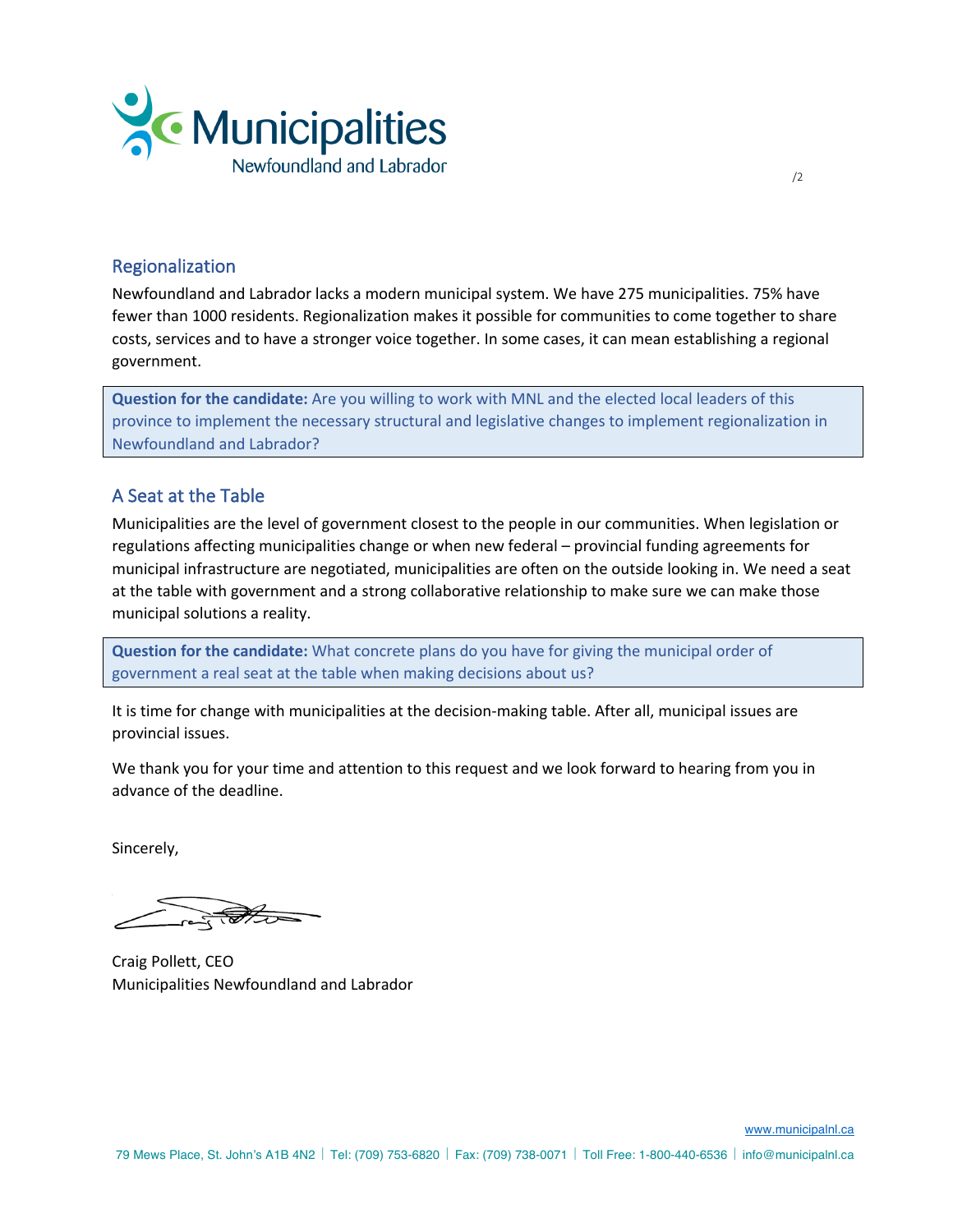## Regionalization

Newfoundland and Labrador lacks a modern municipal system. We have 275 municipalities. 75% have fewer than 1000 residents. Regionalization makes it possible for communities to come together to share costs, services and to have a stronger voice together. In some cases, it can mean establishing a regional government.

> **Question for the candidate:** Are you willing to work with MNL and the elected local leaders of this province to implement the necessary structural and legislative changes to implement regionalization in Newfoundland and Labrador?

## A Seat at the Table

Municipalities are the level of government closest to the people in our communities. When legislation or regulations affecting municipalities change or when new federal – provincial funding agreements for municipal infrastructure are negotiated, municipalities are often on the outside looking in. We need a seat at the table with government and a strong collaborative relationship to make sure we can make those municipal solutions a reality.

> **Question for the candidate:** What concrete plans do you have for giving the municipal order of government a real seat at the table when making decisions about us?

It is time for change with municipalities at the decision-making table. After all, municipal issues are provincial issues.

We thank you for your time and attention to this request and we look forward to hearing from you in advance of the deadline.

Sincerely,

Craig Pollett, CEO
Municipalities Newfoundland and Labrador

www.municipalnl.ca

79 Mews Place, St. John's A1B 4N2 | Tel: (709) 753-6820 | Fax: (709) 738-0071 | Toll Free: 1-800-440-6536 | info@municipalnl.ca